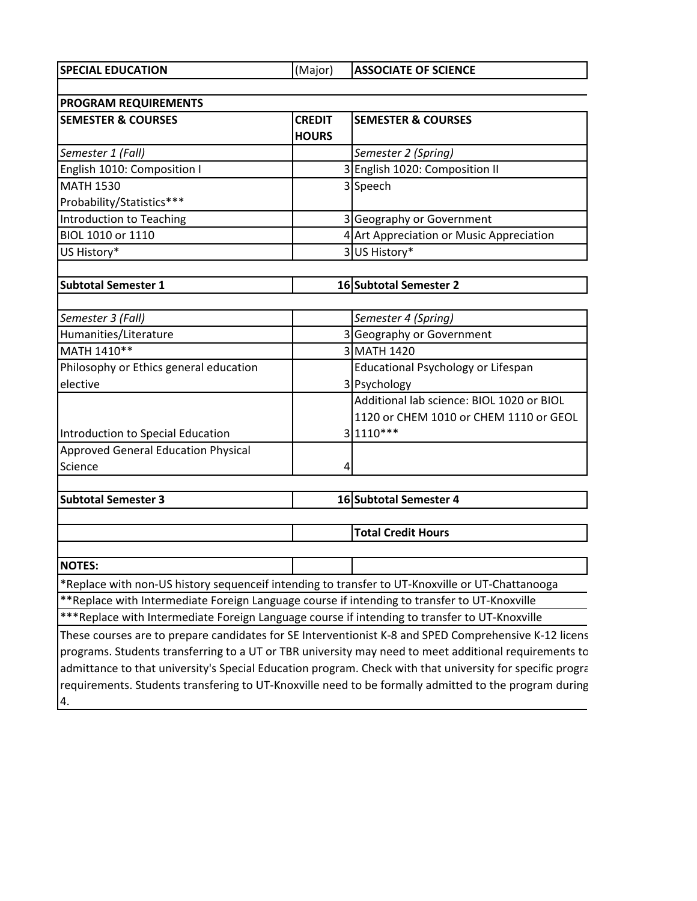| SPECIAL EDUCATION | (Major) | ASSOCIATE OF SCIENCE |
|---|---|---|
| **PROGRAM REQUIREMENTS** | | |
| **SEMESTER & COURSES** | **CREDIT HOURS** | **SEMESTER & COURSES** |
| *Semester 1 (Fall)* | | *Semester 2 (Spring)* |
| English 1010: Composition I | 3 | English 1020: Composition II |
| MATH 1530 Probability/Statistics*** | 3 | Speech |
| Introduction to Teaching | 3 | Geography or Government |
| BIOL 1010 or 1110 | 4 | Art Appreciation or Music Appreciation |
| US History* | 3 | US History* |
| **Subtotal Semester 1** | **16** | **Subtotal Semester 2** |
| *Semester 3 (Fall)* | | *Semester 4 (Spring)* |
| Humanities/Literature | 3 | Geography or Government |
| MATH 1410** | 3 | MATH 1420 |
| Philosophy or Ethics general education elective | 3 | Educational Psychology or Lifespan Psychology |
| Introduction to Special Education | 3 | Additional lab science: BIOL 1020 or BIOL 1120 or CHEM 1010 or CHEM 1110 or GEOL 1110*** |
| Approved General Education Physical Science | 4 | |
| **Subtotal Semester 3** | **16** | **Subtotal Semester 4** |
| | | **Total Credit Hours** |

**NOTES:**

*Replace with non-US history sequenceif intending to transfer to UT-Knoxville or UT-Chattanooga

**Replace with Intermediate Foreign Language course if intending to transfer to UT-Knoxville

***Replace with Intermediate Foreign Language course if intending to transfer to UT-Knoxville

These courses are to prepare candidates for SE Interventionist K-8 and SPED Comprehensive K-12 licens programs. Students transferring to a UT or TBR university may need to meet additional requirements to admittance to that university's Special Education program. Check with that university for specific progra requirements. Students transfering to UT-Knoxville need to be formally admitted to the program during 4.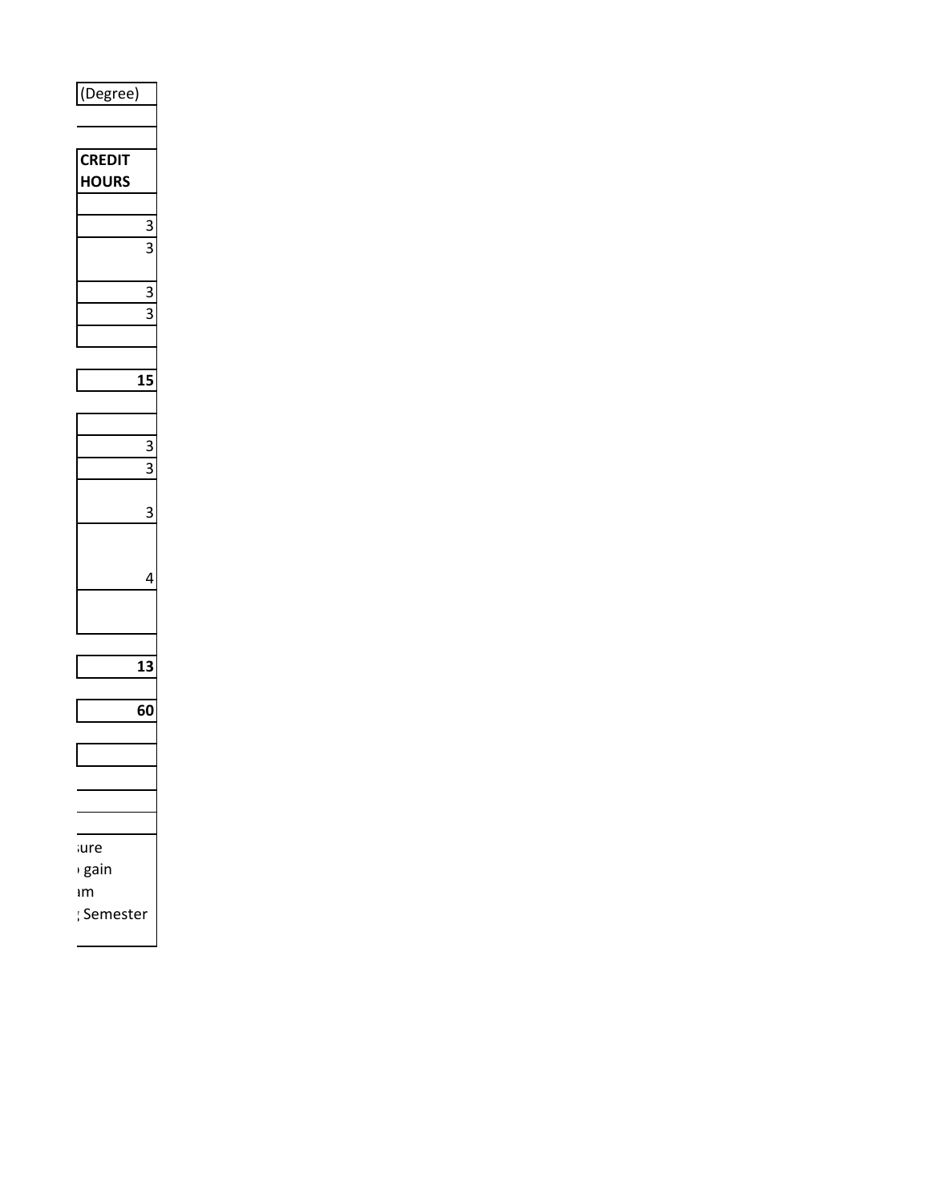| (Degree) |
| --- |
| |
| **CREDIT HOURS** |
| |
| 3 |
| 3 |
| 3 |
| 3 |
| |
| **15** |
| |
| 3 |
| 3 |
| 3 |
| 4 |
| |
| **13** |
| **60** |
| |
| |
| |
| |

ure
gain
am
Semester